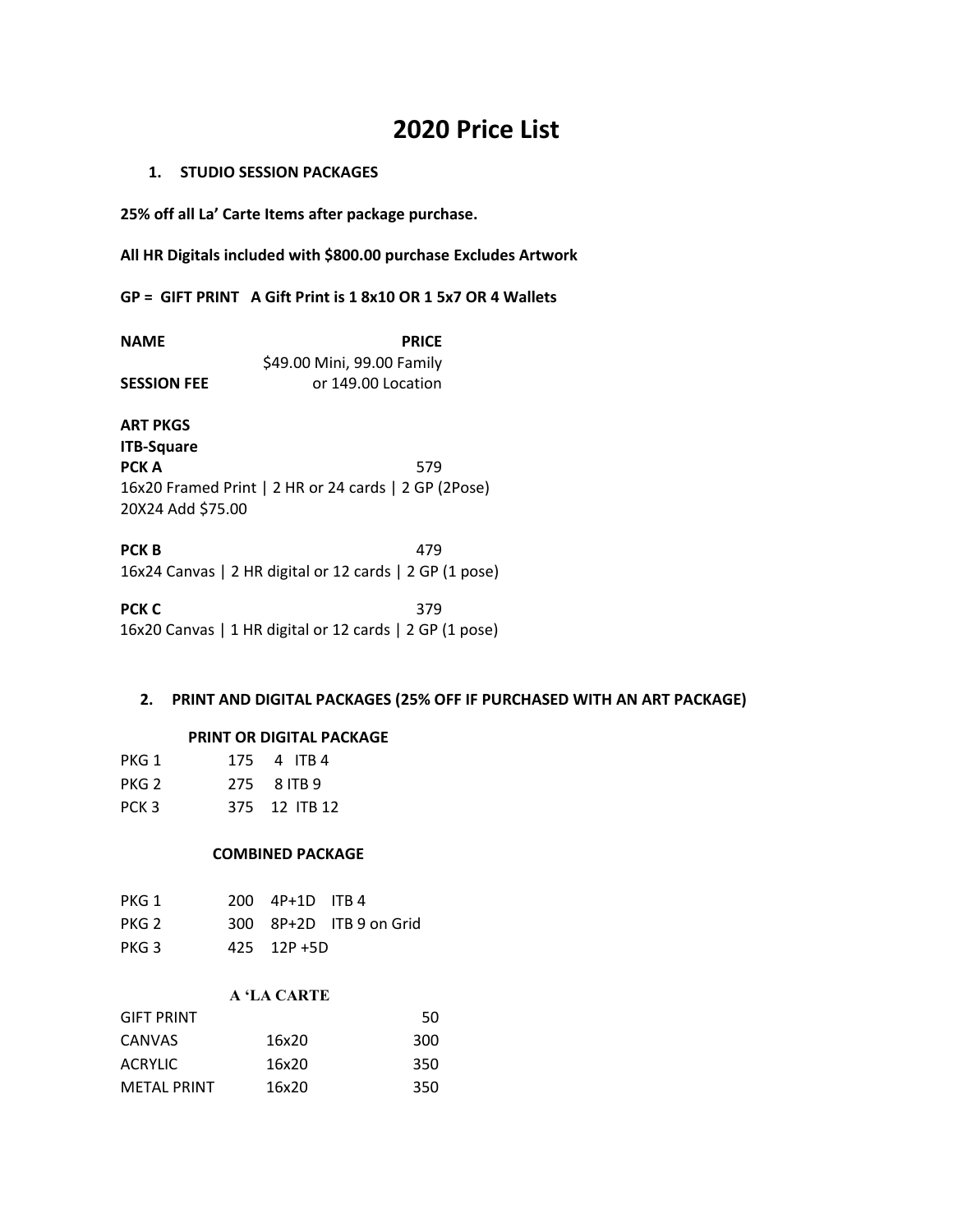# 2020 Price List

1. **STUDIO SESSION PACKAGES**

**25% off all La' Carte Items after package purchase.**

**All HR Digitals included with $800.00 purchase Excludes Artwork**

**GP = GIFT PRINT A Gift Print is 1 8x10 OR 1 5x7 OR 4 Wallets**

| NAME | PRICE |
|---|---|
| **SESSION FEE** | $49.00 Mini, 99.00 Family or 149.00 Location |

**ART PKGS**
**ITB-Square**

**PCK A** 579
16x20 Framed Print | 2 HR or 24 cards | 2 GP (2Pose)
20X24 Add $75.00

**PCK B** 479
16x24 Canvas | 2 HR digital or 12 cards | 2 GP (1 pose)

**PCK C** 379
16x20 Canvas | 1 HR digital or 12 cards | 2 GP (1 pose)

2. **PRINT AND DIGITAL PACKAGES (25% OFF IF PURCHASED WITH AN ART PACKAGE)**

**PRINT OR DIGITAL PACKAGE**

| | | | |
|---|---|---|---|
| PKG 1 | 175 | 4 | ITB 4 |
| PKG 2 | 275 | 8 | ITB 9 |
| PCK 3 | 375 | 12 | ITB 12 |

**COMBINED PACKAGE**

| | | | |
|---|---|---|---|
| PKG 1 | 200 | 4P+1D | ITB 4 |
| PKG 2 | 300 | 8P+2D | ITB 9 on Grid |
| PKG 3 | 425 | 12P +5D | |

**A 'LA CARTE**

| | | |
|---|---|---|
| GIFT PRINT | | 50 |
| CANVAS | 16x20 | 300 |
| ACRYLIC | 16x20 | 350 |
| METAL PRINT | 16x20 | 350 |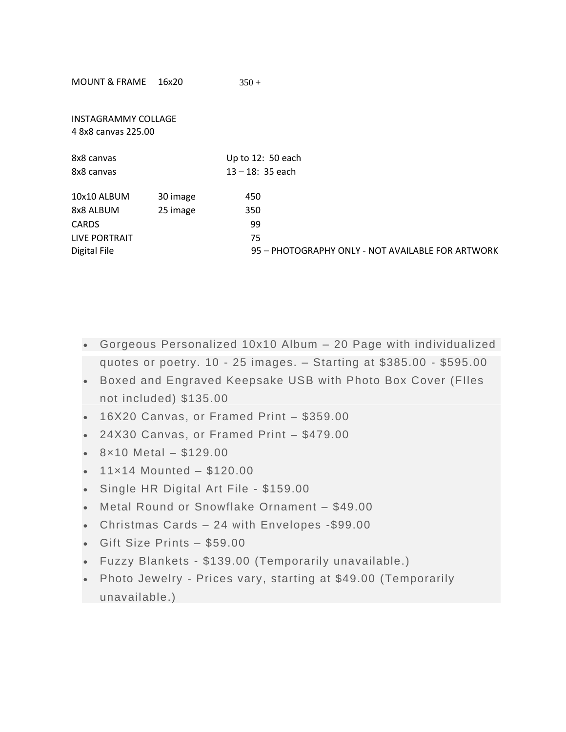MOUNT & FRAME 16x20 350 +

INSTAGRAMMY COLLAGE
4 8x8 canvas 225.00

| | | |
|---|---|---|
| 8x8 canvas | | Up to 12: 50 each |
| 8x8 canvas | | 13 – 18: 35 each |

| | | |
|---|---|---|
| 10x10 ALBUM | 30 image | 450 |
| 8x8 ALBUM | 25 image | 350 |
| CARDS | | 99 |
| LIVE PORTRAIT | | 75 |
| Digital File | | 95 – PHOTOGRAPHY ONLY - NOT AVAILABLE FOR ARTWORK |

- Gorgeous Personalized 10x10 Album – 20 Page with individualized quotes or poetry. 10 - 25 images. – Starting at $385.00 - $595.00
- Boxed and Engraved Keepsake USB with Photo Box Cover (FIles not included) $135.00
- 16X20 Canvas, or Framed Print – $359.00
- 24X30 Canvas, or Framed Print – $479.00
- 8×10 Metal – $129.00
- 11×14 Mounted – $120.00
- Single HR Digital Art File - $159.00
- Metal Round or Snowflake Ornament – $49.00
- Christmas Cards – 24 with Envelopes -$99.00
- Gift Size Prints – $59.00
- Fuzzy Blankets - $139.00 (Temporarily unavailable.)
- Photo Jewelry - Prices vary, starting at $49.00 (Temporarily unavailable.)